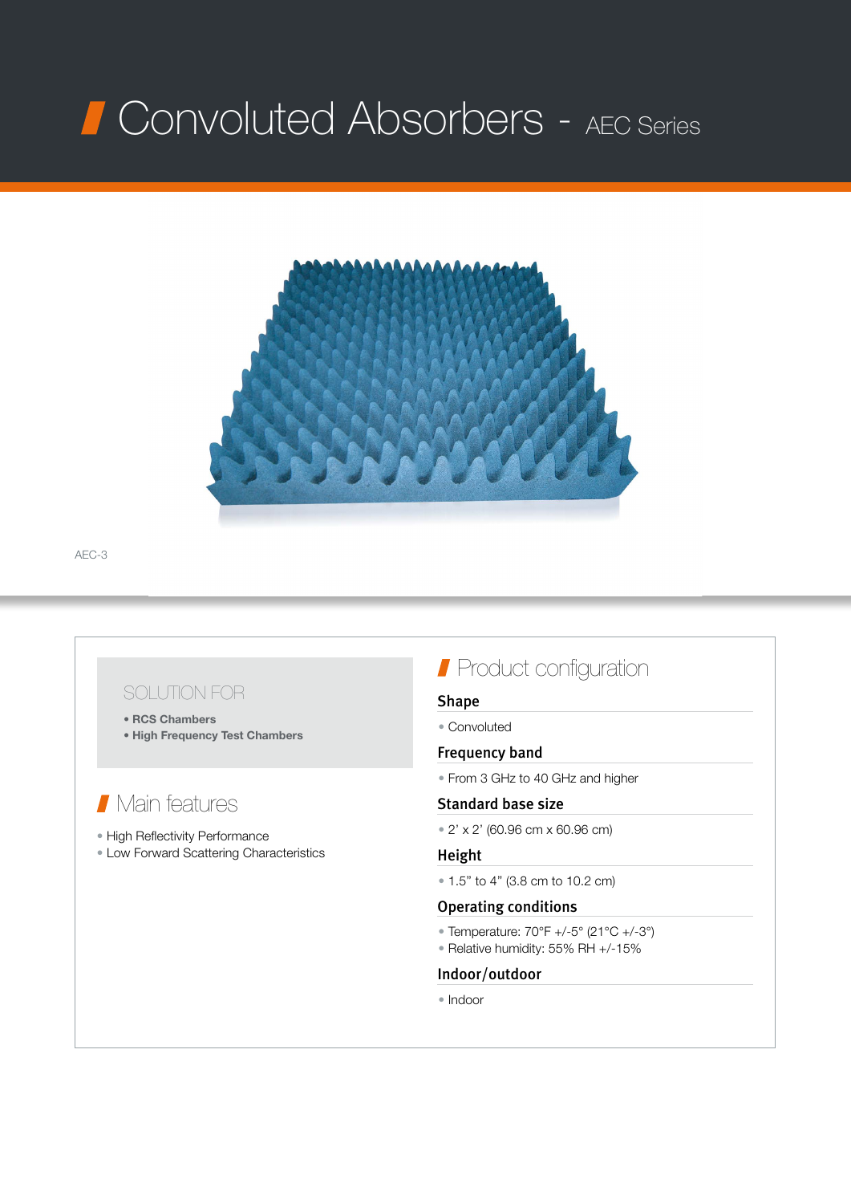# Convoluted Absorbers - AEC Series

AEC-3

## SOLUTION FOR

- **RCS Chambers**
- **High Frequency Test Chambers**

## Main features

- High Reflectivity Performance
- Low Forward Scattering Characteristics

## Product configuration

### Shape

- Convoluted

### Frequency band

- From 3 GHz to 40 GHz and higher

### Standard base size

- 2' x 2' (60.96 cm x 60.96 cm)

### Height

- 1.5" to 4" (3.8 cm to 10.2 cm)

### Operating conditions

- Temperature: 70°F +/-5° (21°C +/-3°)
- Relative humidity: 55% RH +/-15%

### Indoor/outdoor

- Indoor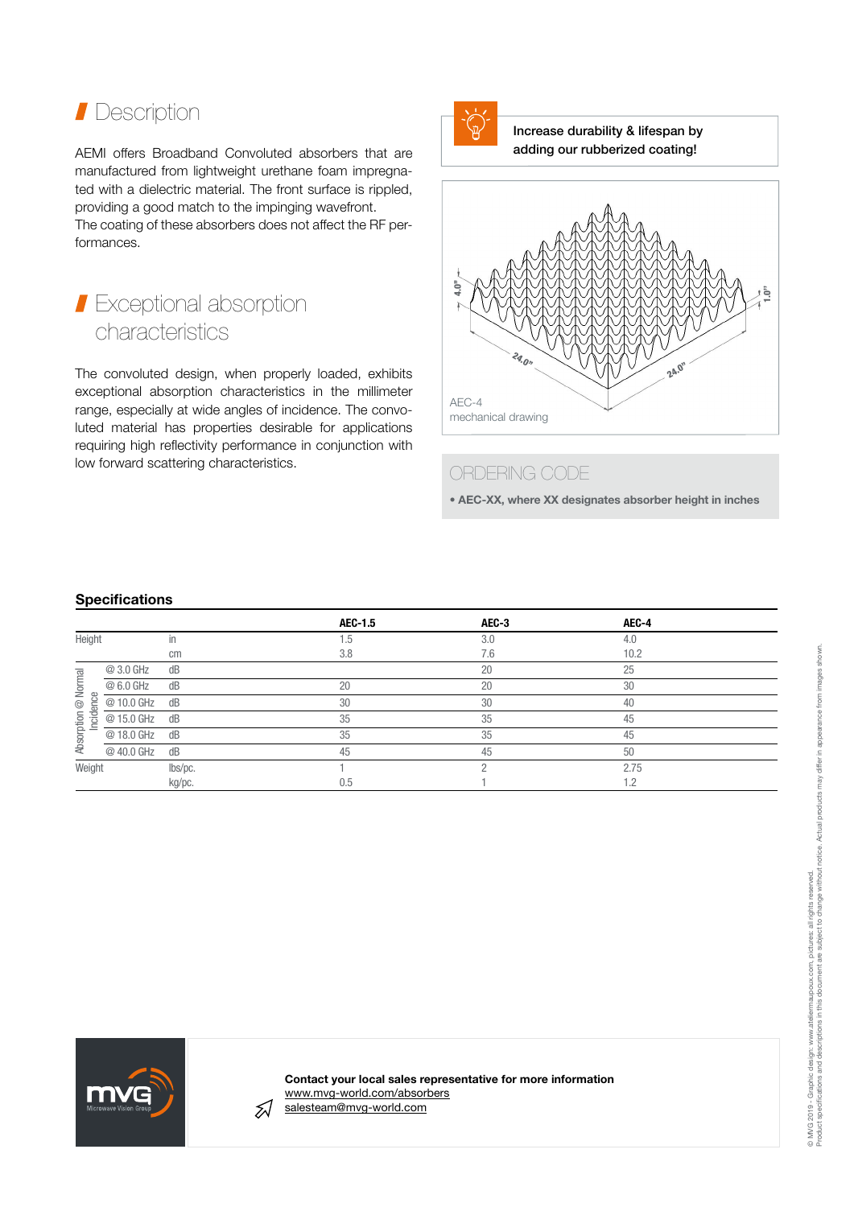## Description

AEMI offers Broadband Convoluted absorbers that are manufactured from lightweight urethane foam impregnated with a dielectric material. The front surface is rippled, providing a good match to the impinging wavefront.
The coating of these absorbers does not affect the RF performances.

## Exceptional absorption characteristics

The convoluted design, when properly loaded, exhibits exceptional absorption characteristics in the millimeter range, especially at wide angles of incidence. The convoluted material has properties desirable for applications requiring high reflectivity performance in conjunction with low forward scattering characteristics.

Increase durability & lifespan by adding our rubberized coating!

4.0"
1.0"
24.0"
24.0"

AEC-4
mechanical drawing

### ORDERING CODE

- **AEC-XX, where XX designates absorber height in inches**

### Specifications

| | | | AEC-1.5 | AEC-3 | AEC-4 |
|---|---|---|---|---|---|
| Height | | in | 1.5 | 3.0 | 4.0 |
| | | cm | 3.8 | 7.6 | 10.2 |
| Absorption @ Normal Incidence | @ 3.0 GHz | dB | | 20 | 25 |
| | @ 6.0 GHz | dB | 20 | 20 | 30 |
| | @ 10.0 GHz | dB | 30 | 30 | 40 |
| | @ 15.0 GHz | dB | 35 | 35 | 45 |
| | @ 18.0 GHz | dB | 35 | 35 | 45 |
| | @ 40.0 GHz | dB | 45 | 45 | 50 |
| Weight | | lbs/pc. | 1 | 2 | 2.75 |
| | | kg/pc. | 0.5 | 1 | 1.2 |

**Contact your local sales representative for more information**
www.mvg-world.com/absorbers
salesteam@mvg-world.com

© MVG 2019 - Graphic design: www.ateliermaupoux.com, pictures: all rights reserved.
Product specifications and descriptions in this document are subject to change without notice. Actual products may differ in appearance from images shown.